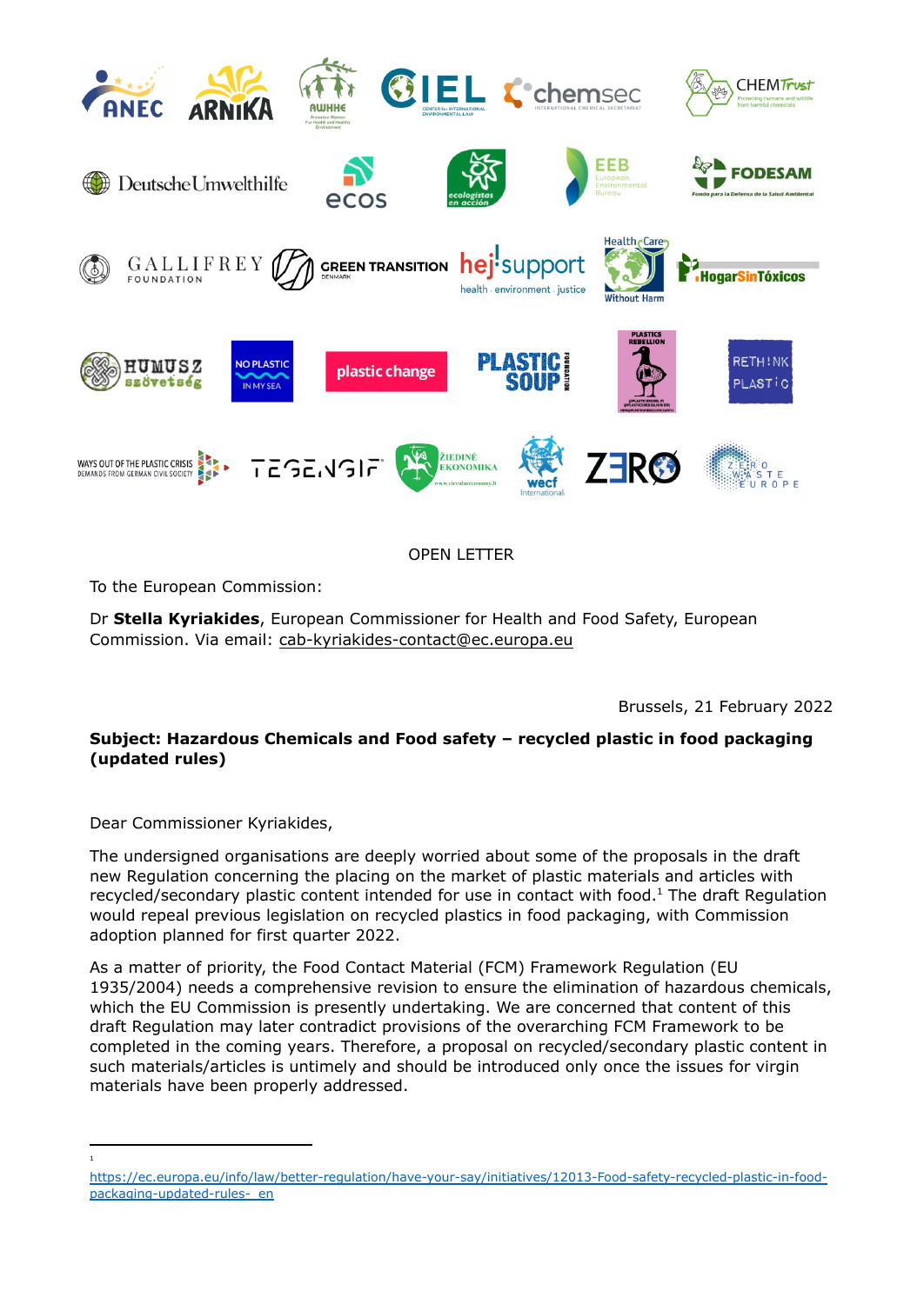OPEN LETTER

To the European Commission:

Dr **Stella Kyriakides**, European Commissioner for Health and Food Safety, European Commission. Via email: cab-kyriakides-contact@ec.europa.eu

Brussels, 21 February 2022

**Subject: Hazardous Chemicals and Food safety – recycled plastic in food packaging (updated rules)**

Dear Commissioner Kyriakides,

The undersigned organisations are deeply worried about some of the proposals in the draft new Regulation concerning the placing on the market of plastic materials and articles with recycled/secondary plastic content intended for use in contact with food.[1] The draft Regulation would repeal previous legislation on recycled plastics in food packaging, with Commission adoption planned for first quarter 2022.

As a matter of priority, the Food Contact Material (FCM) Framework Regulation (EU 1935/2004) needs a comprehensive revision to ensure the elimination of hazardous chemicals, which the EU Commission is presently undertaking. We are concerned that content of this draft Regulation may later contradict provisions of the overarching FCM Framework to be completed in the coming years. Therefore, a proposal on recycled/secondary plastic content in such materials/articles is untimely and should be introduced only once the issues for virgin materials have been properly addressed.

---

[1] https://ec.europa.eu/info/law/better-regulation/have-your-say/initiatives/12013-Food-safety-recycled-plastic-in-food-packaging-updated-rules-_en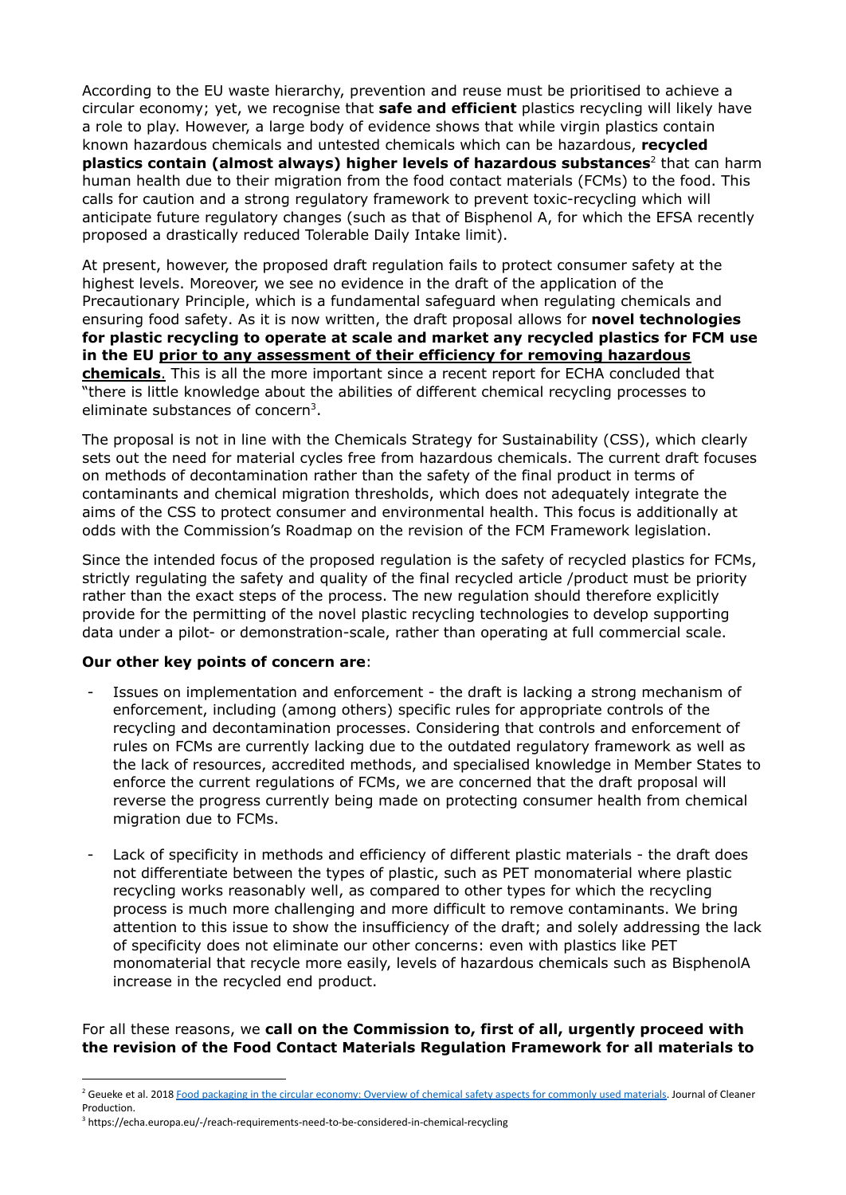According to the EU waste hierarchy, prevention and reuse must be prioritised to achieve a circular economy; yet, we recognise that **safe and efficient** plastics recycling will likely have a role to play. However, a large body of evidence shows that while virgin plastics contain known hazardous chemicals and untested chemicals which can be hazardous, **recycled plastics contain (almost always) higher levels of hazardous substances**[2] that can harm human health due to their migration from the food contact materials (FCMs) to the food. This calls for caution and a strong regulatory framework to prevent toxic-recycling which will anticipate future regulatory changes (such as that of Bisphenol A, for which the EFSA recently proposed a drastically reduced Tolerable Daily Intake limit).

At present, however, the proposed draft regulation fails to protect consumer safety at the highest levels. Moreover, we see no evidence in the draft of the application of the Precautionary Principle, which is a fundamental safeguard when regulating chemicals and ensuring food safety. As it is now written, the draft proposal allows for **novel technologies for plastic recycling to operate at scale and market any recycled plastics for FCM use in the EU prior to any assessment of their efficiency for removing hazardous chemicals**. This is all the more important since a recent report for ECHA concluded that "there is little knowledge about the abilities of different chemical recycling processes to eliminate substances of concern[3].

The proposal is not in line with the Chemicals Strategy for Sustainability (CSS), which clearly sets out the need for material cycles free from hazardous chemicals. The current draft focuses on methods of decontamination rather than the safety of the final product in terms of contaminants and chemical migration thresholds, which does not adequately integrate the aims of the CSS to protect consumer and environmental health. This focus is additionally at odds with the Commission's Roadmap on the revision of the FCM Framework legislation.

Since the intended focus of the proposed regulation is the safety of recycled plastics for FCMs, strictly regulating the safety and quality of the final recycled article /product must be priority rather than the exact steps of the process. The new regulation should therefore explicitly provide for the permitting of the novel plastic recycling technologies to develop supporting data under a pilot- or demonstration-scale, rather than operating at full commercial scale.

**Our other key points of concern are**:

- Issues on implementation and enforcement - the draft is lacking a strong mechanism of enforcement, including (among others) specific rules for appropriate controls of the recycling and decontamination processes. Considering that controls and enforcement of rules on FCMs are currently lacking due to the outdated regulatory framework as well as the lack of resources, accredited methods, and specialised knowledge in Member States to enforce the current regulations of FCMs, we are concerned that the draft proposal will reverse the progress currently being made on protecting consumer health from chemical migration due to FCMs.

- Lack of specificity in methods and efficiency of different plastic materials - the draft does not differentiate between the types of plastic, such as PET monomaterial where plastic recycling works reasonably well, as compared to other types for which the recycling process is much more challenging and more difficult to remove contaminants. We bring attention to this issue to show the insufficiency of the draft; and solely addressing the lack of specificity does not eliminate our other concerns: even with plastics like PET monomaterial that recycle more easily, levels of hazardous chemicals such as BisphenolA increase in the recycled end product.

For all these reasons, we **call on the Commission to, first of all, urgently proceed with the revision of the Food Contact Materials Regulation Framework for all materials to**

---

[2] Geueke et al. 2018 Food packaging in the circular economy: Overview of chemical safety aspects for commonly used materials. Journal of Cleaner Production.

[3] https://echa.europa.eu/-/reach-requirements-need-to-be-considered-in-chemical-recycling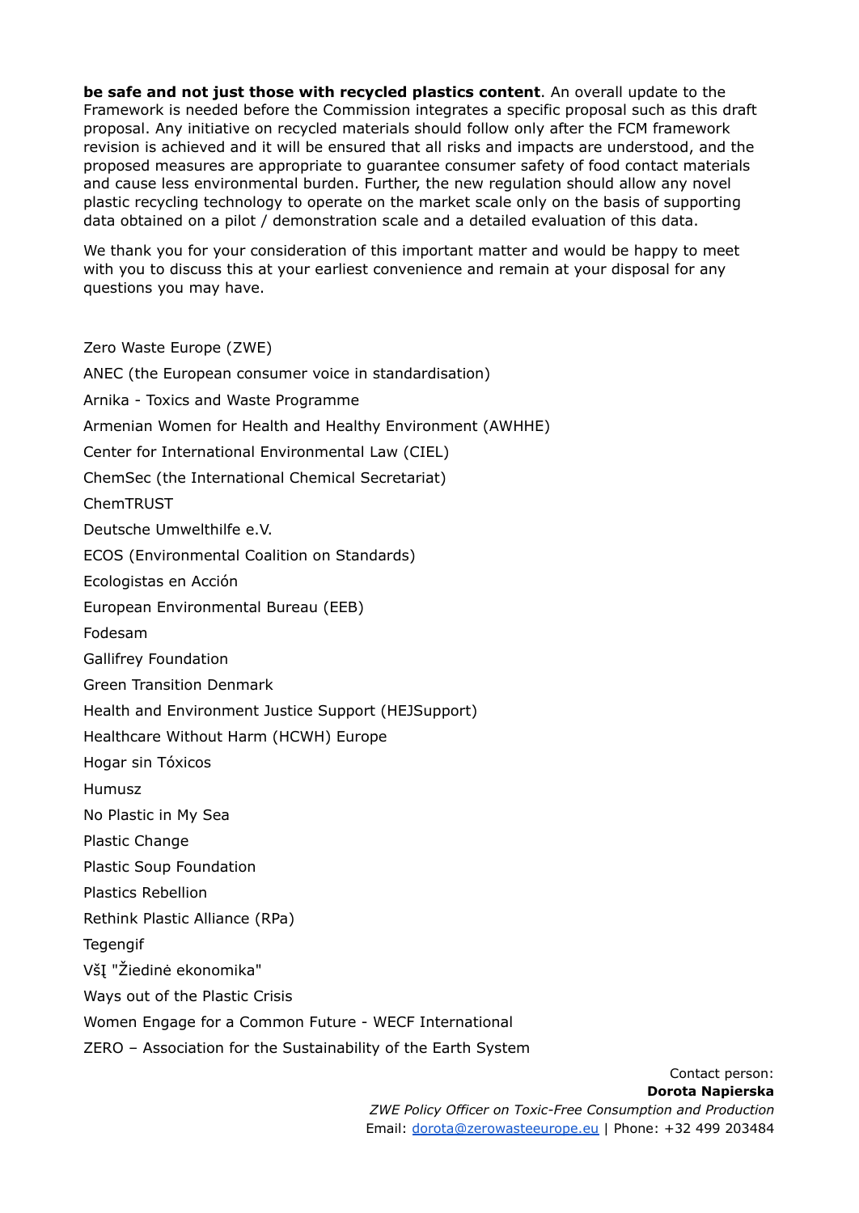**be safe and not just those with recycled plastics content**. An overall update to the Framework is needed before the Commission integrates a specific proposal such as this draft proposal. Any initiative on recycled materials should follow only after the FCM framework revision is achieved and it will be ensured that all risks and impacts are understood, and the proposed measures are appropriate to guarantee consumer safety of food contact materials and cause less environmental burden. Further, the new regulation should allow any novel plastic recycling technology to operate on the market scale only on the basis of supporting data obtained on a pilot / demonstration scale and a detailed evaluation of this data.

We thank you for your consideration of this important matter and would be happy to meet with you to discuss this at your earliest convenience and remain at your disposal for any questions you may have.

Zero Waste Europe (ZWE)

ANEC (the European consumer voice in standardisation)

Arnika - Toxics and Waste Programme

Armenian Women for Health and Healthy Environment (AWHHE)

Center for International Environmental Law (CIEL)

ChemSec (the International Chemical Secretariat)

ChemTRUST

Deutsche Umwelthilfe e.V.

ECOS (Environmental Coalition on Standards)

Ecologistas en Acción

European Environmental Bureau (EEB)

Fodesam

Gallifrey Foundation

Green Transition Denmark

Health and Environment Justice Support (HEJSupport)

Healthcare Without Harm (HCWH) Europe

Hogar sin Tóxicos

Humusz

No Plastic in My Sea

Plastic Change

Plastic Soup Foundation

Plastics Rebellion

Rethink Plastic Alliance (RPa)

Tegengif

VšĮ "Žiedinė ekonomika"

Ways out of the Plastic Crisis

Women Engage for a Common Future - WECF International

ZERO – Association for the Sustainability of the Earth System

Contact person:
**Dorota Napierska**
*ZWE Policy Officer on Toxic-Free Consumption and Production*
Email: dorota@zerowasteeurope.eu | Phone: +32 499 203484